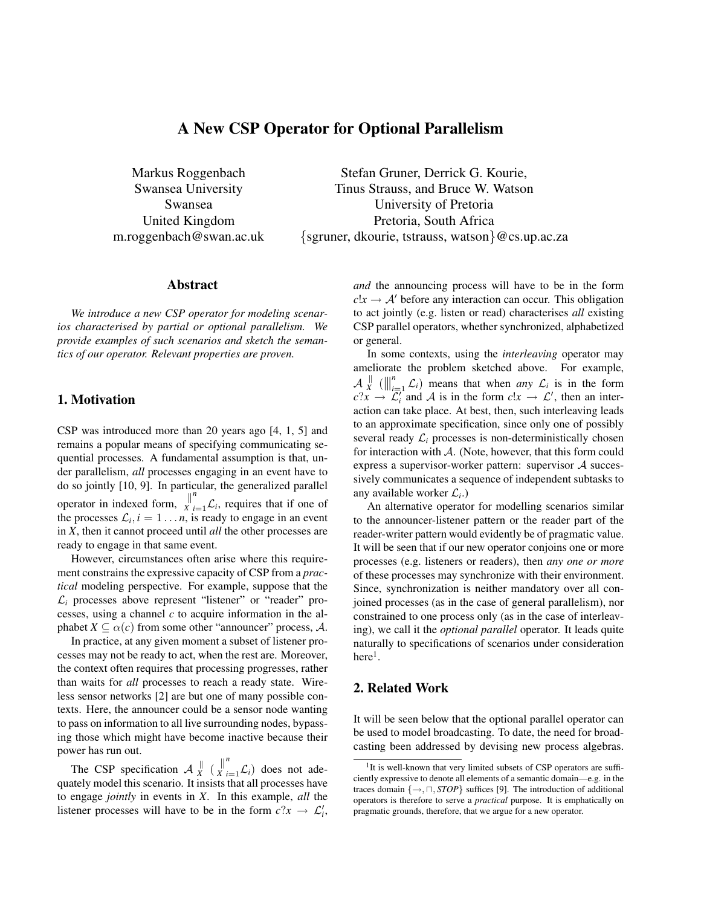# A New CSP Operator for Optional Parallelism

Markus Roggenbach
Swansea University
Swansea
United Kingdom
m.roggenbach@swan.ac.uk

Stefan Gruner, Derrick G. Kourie, Tinus Strauss, and Bruce W. Watson
University of Pretoria
Pretoria, South Africa
{sgruner, dkourie, tstrauss, watson}@cs.up.ac.za

## Abstract

*We introduce a new CSP operator for modeling scenarios characterised by partial or optional parallelism. We provide examples of such scenarios and sketch the semantics of our operator. Relevant properties are proven.*

## 1. Motivation

CSP was introduced more than 20 years ago [4, 1, 5] and remains a popular means of specifying communicating sequential processes. A fundamental assumption is that, under parallelism, *all* processes engaging in an event have to do so jointly [10, 9]. In particular, the generalized parallel operator in indexed form, $\underset{X}{\overset{n}{\|}}_{i=1} \mathcal{L}_i$, requires that if one of the processes $\mathcal{L}_i, i = 1 \ldots n$, is ready to engage in an event in $X$, then it cannot proceed until *all* the other processes are ready to engage in that same event.

However, circumstances often arise where this requirement constrains the expressive capacity of CSP from a *practical* modeling perspective. For example, suppose that the $\mathcal{L}_i$ processes above represent "listener" or "reader" processes, using a channel $c$ to acquire information in the alphabet $X \subseteq \alpha(c)$ from some other "announcer" process, $\mathcal{A}$.

In practice, at any given moment a subset of listener processes may not be ready to act, when the rest are. Moreover, the context often requires that processing progresses, rather than waits for *all* processes to reach a ready state. Wireless sensor networks [2] are but one of many possible contexts. Here, the announcer could be a sensor node wanting to pass on information to all live surrounding nodes, bypassing those which might have become inactive because their power has run out.

The CSP specification $\mathcal{A} \underset{X}{\|} (\underset{X}{\overset{n}{\|}}_{i=1} \mathcal{L}_i)$ does not adequately model this scenario. It insists that all processes have to engage *jointly* in events in $X$. In this example, *all* the listener processes will have to be in the form $c?x \rightarrow \mathcal{L}_i'$, *and* the announcing process will have to be in the form $c!x \rightarrow \mathcal{A}'$ before any interaction can occur. This obligation to act jointly (e.g. listen or read) characterises *all* existing CSP parallel operators, whether synchronized, alphabetized or general.

In some contexts, using the *interleaving* operator may ameliorate the problem sketched above. For example, $\mathcal{A} \underset{X}{\|} (|||_{i=1}^{n} \mathcal{L}_i)$ means that when *any* $\mathcal{L}_i$ is in the form $c?x \rightarrow \mathcal{L}_i'$ and $\mathcal{A}$ is in the form $c!x \rightarrow \mathcal{L}'$, then an interaction can take place. At best, then, such interleaving leads to an approximate specification, since only one of possibly several ready $\mathcal{L}_i$ processes is non-deterministically chosen for interaction with $\mathcal{A}$. (Note, however, that this form could express a supervisor-worker pattern: supervisor $\mathcal{A}$ successively communicates a sequence of independent subtasks to any available worker $\mathcal{L}_i$.)

An alternative operator for modelling scenarios similar to the announcer-listener pattern or the reader part of the reader-writer pattern would evidently be of pragmatic value. It will be seen that if our new operator conjoins one or more processes (e.g. listeners or readers), then *any one or more* of these processes may synchronize with their environment. Since, synchronization is neither mandatory over all conjoined processes (as in the case of general parallelism), nor constrained to one process only (as in the case of interleaving), we call it the *optional parallel* operator. It leads quite naturally to specifications of scenarios under consideration here[1].

## 2. Related Work

It will be seen below that the optional parallel operator can be used to model broadcasting. To date, the need for broadcasting been addressed by devising new process algebras.

[1] It is well-known that very limited subsets of CSP operators are sufficiently expressive to denote all elements of a semantic domain—e.g. in the traces domain $\{\rightarrow, \sqcap, STOP\}$ suffices [9]. The introduction of additional operators is therefore to serve a *practical* purpose. It is emphatically on pragmatic grounds, therefore, that we argue for a new operator.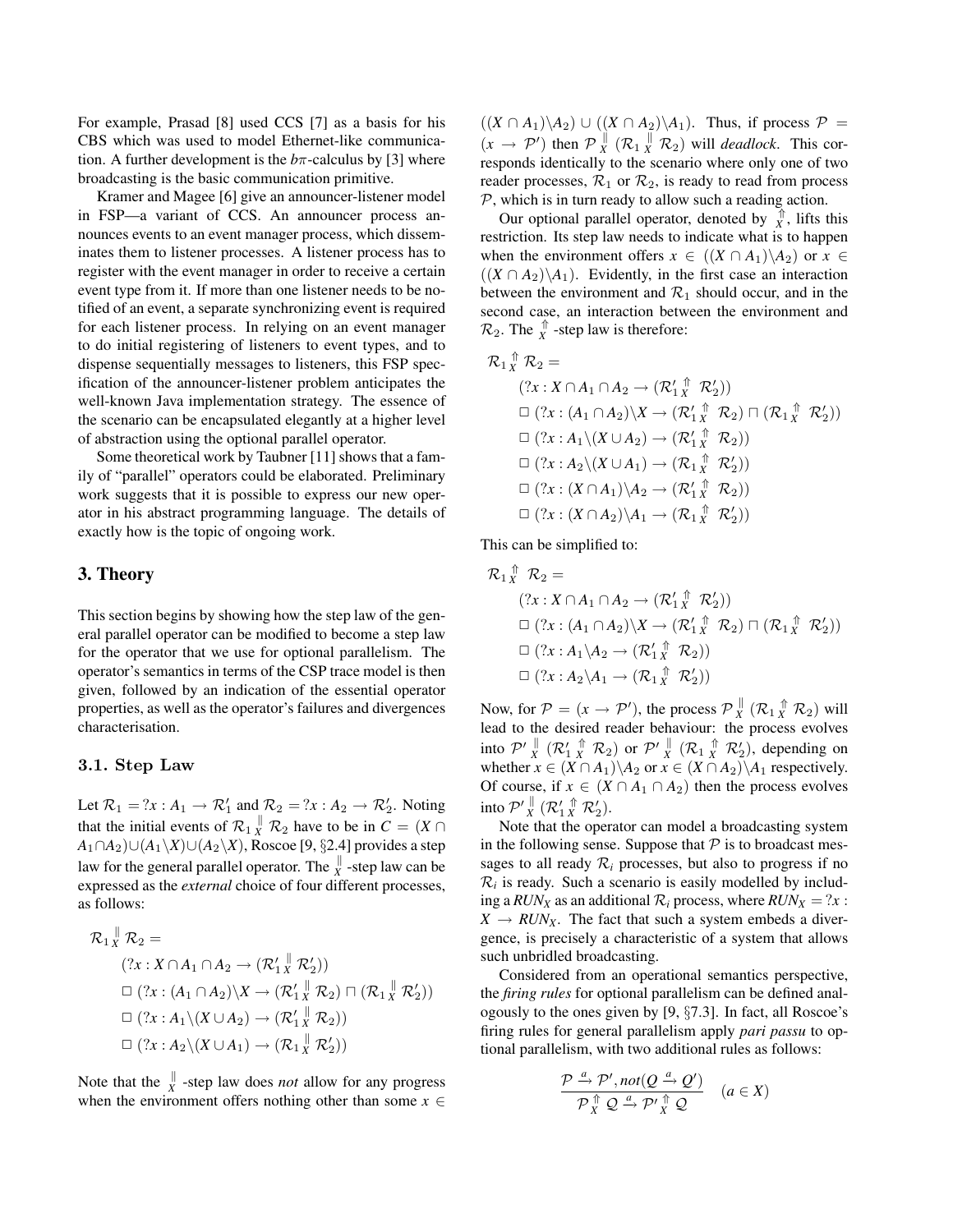For example, Prasad [8] used CCS [7] as a basis for his CBS which was used to model Ethernet-like communication. A further development is the $b\pi$-calculus by [3] where broadcasting is the basic communication primitive.

Kramer and Magee [6] give an announcer-listener model in FSP—a variant of CCS. An announcer process announces events to an event manager process, which disseminates them to listener processes. A listener process has to register with the event manager in order to receive a certain event type from it. If more than one listener needs to be notified of an event, a separate synchronizing event is required for each listener process. In relying on an event manager to do initial registering of listeners to event types, and to dispense sequentially messages to listeners, this FSP specification of the announcer-listener problem anticipates the well-known Java implementation strategy. The essence of the scenario can be encapsulated elegantly at a higher level of abstraction using the optional parallel operator.

Some theoretical work by Taubner [11] shows that a family of "parallel" operators could be elaborated. Preliminary work suggests that it is possible to express our new operator in his abstract programming language. The details of exactly how is the topic of ongoing work.

## 3. Theory

This section begins by showing how the step law of the general parallel operator can be modified to become a step law for the operator that we use for optional parallelism. The operator's semantics in terms of the CSP trace model is then given, followed by an indication of the essential operator properties, as well as the operator's failures and divergences characterisation.

### 3.1. Step Law

Let $\mathcal{R}_1 = ?x : A_1 \to \mathcal{R}_1'$ and $\mathcal{R}_2 = ?x : A_2 \to \mathcal{R}_2'$. Noting that the initial events of $\mathcal{R}_1 \underset{X}{\parallel} \mathcal{R}_2$ have to be in $C = (X \cap A_1 \cap A_2) \cup (A_1 \backslash X) \cup (A_2 \backslash X)$, Roscoe [9, §2.4] provides a step law for the general parallel operator. The $\underset{X}{\parallel}$ -step law can be expressed as the *external* choice of four different processes, as follows:

$$
\begin{aligned}
\mathcal{R}_1 \underset{X}{\parallel} \mathcal{R}_2 = \\
& (?x : X \cap A_1 \cap A_2 \to (\mathcal{R}_1' \underset{X}{\parallel} \mathcal{R}_2')) \\
& \Box\ (?x : (A_1 \cap A_2) \backslash X \to (\mathcal{R}_1' \underset{X}{\parallel} \mathcal{R}_2) \sqcap (\mathcal{R}_1 \underset{X}{\parallel} \mathcal{R}_2')) \\
& \Box\ (?x : A_1 \backslash (X \cup A_2) \to (\mathcal{R}_1' \underset{X}{\parallel} \mathcal{R}_2)) \\
& \Box\ (?x : A_2 \backslash (X \cup A_1) \to (\mathcal{R}_1 \underset{X}{\parallel} \mathcal{R}_2'))
\end{aligned}
$$

Note that the $\underset{X}{\parallel}$ -step law does *not* allow for any progress when the environment offers nothing other than some $x \in ((X \cap A_1) \backslash A_2) \cup ((X \cap A_2) \backslash A_1)$. Thus, if process $\mathcal{P} = (x \to \mathcal{P}')$ then $\mathcal{P} \underset{X}{\parallel} (\mathcal{R}_1 \underset{X}{\parallel} \mathcal{R}_2)$ will *deadlock*. This corresponds identically to the scenario where only one of two reader processes, $\mathcal{R}_1$ or $\mathcal{R}_2$, is ready to read from process $\mathcal{P}$, which is in turn ready to allow such a reading action.

Our optional parallel operator, denoted by $\underset{X}{\Uparrow}$, lifts this restriction. Its step law needs to indicate what is to happen when the environment offers $x \in ((X \cap A_1) \backslash A_2)$ or $x \in ((X \cap A_2) \backslash A_1)$. Evidently, in the first case an interaction between the environment and $\mathcal{R}_1$ should occur, and in the second case, an interaction between the environment and $\mathcal{R}_2$. The $\underset{X}{\Uparrow}$ -step law is therefore:

$$
\begin{aligned}
\mathcal{R}_1 \underset{X}{\Uparrow} \mathcal{R}_2 = \\
& (?x : X \cap A_1 \cap A_2 \to (\mathcal{R}_1' \underset{X}{\Uparrow} \mathcal{R}_2')) \\
& \Box\ (?x : (A_1 \cap A_2) \backslash X \to (\mathcal{R}_1' \underset{X}{\Uparrow} \mathcal{R}_2) \sqcap (\mathcal{R}_1 \underset{X}{\Uparrow} \mathcal{R}_2')) \\
& \Box\ (?x : A_1 \backslash (X \cup A_2) \to (\mathcal{R}_1' \underset{X}{\Uparrow} \mathcal{R}_2)) \\
& \Box\ (?x : A_2 \backslash (X \cup A_1) \to (\mathcal{R}_1 \underset{X}{\Uparrow} \mathcal{R}_2')) \\
& \Box\ (?x : (X \cap A_1) \backslash A_2 \to (\mathcal{R}_1' \underset{X}{\Uparrow} \mathcal{R}_2)) \\
& \Box\ (?x : (X \cap A_2) \backslash A_1 \to (\mathcal{R}_1 \underset{X}{\Uparrow} \mathcal{R}_2'))
\end{aligned}
$$

This can be simplified to:

$$
\begin{aligned}
\mathcal{R}_1 \underset{X}{\Uparrow} \mathcal{R}_2 = \\
& (?x : X \cap A_1 \cap A_2 \to (\mathcal{R}_1' \underset{X}{\Uparrow} \mathcal{R}_2')) \\
& \Box\ (?x : (A_1 \cap A_2) \backslash X \to (\mathcal{R}_1' \underset{X}{\Uparrow} \mathcal{R}_2) \sqcap (\mathcal{R}_1 \underset{X}{\Uparrow} \mathcal{R}_2')) \\
& \Box\ (?x : A_1 \backslash A_2 \to (\mathcal{R}_1' \underset{X}{\Uparrow} \mathcal{R}_2)) \\
& \Box\ (?x : A_2 \backslash A_1 \to (\mathcal{R}_1 \underset{X}{\Uparrow} \mathcal{R}_2'))
\end{aligned}
$$

Now, for $\mathcal{P} = (x \to \mathcal{P}')$, the process $\mathcal{P} \underset{X}{\parallel} (\mathcal{R}_1 \underset{X}{\Uparrow} \mathcal{R}_2)$ will lead to the desired reader behaviour: the process evolves into $\mathcal{P}' \underset{X}{\parallel} (\mathcal{R}_1' \underset{X}{\Uparrow} \mathcal{R}_2)$ or $\mathcal{P}' \underset{X}{\parallel} (\mathcal{R}_1 \underset{X}{\Uparrow} \mathcal{R}_2')$, depending on whether $x \in (X \cap A_1) \backslash A_2$ or $x \in (X \cap A_2) \backslash A_1$ respectively. Of course, if $x \in (X \cap A_1 \cap A_2)$ then the process evolves into $\mathcal{P}' \underset{X}{\parallel} (\mathcal{R}_1' \underset{X}{\Uparrow} \mathcal{R}_2')$.

Note that the operator can model a broadcasting system in the following sense. Suppose that $\mathcal{P}$ is to broadcast messages to all ready $\mathcal{R}_i$ processes, but also to progress if no $\mathcal{R}_i$ is ready. Such a scenario is easily modelled by including a $RUN_X$ as an additional $\mathcal{R}_i$ process, where $RUN_X = ?x : X \to RUN_X$. The fact that such a system embeds a divergence, is precisely a characteristic of a system that allows such unbridled broadcasting.

Considered from an operational semantics perspective, the *firing rules* for optional parallelism can be defined analogously to the ones given by [9, §7.3]. In fact, all Roscoe's firing rules for general parallelism apply *pari passu* to optional parallelism, with two additional rules as follows:

$$
\frac{\mathcal{P} \xrightarrow{a} \mathcal{P}', \mathit{not}(\mathcal{Q} \xrightarrow{a} \mathcal{Q}')}{\mathcal{P} \underset{X}{\Uparrow} \mathcal{Q} \xrightarrow{a} \mathcal{P}' \underset{X}{\Uparrow} \mathcal{Q}} \quad (a \in X)
$$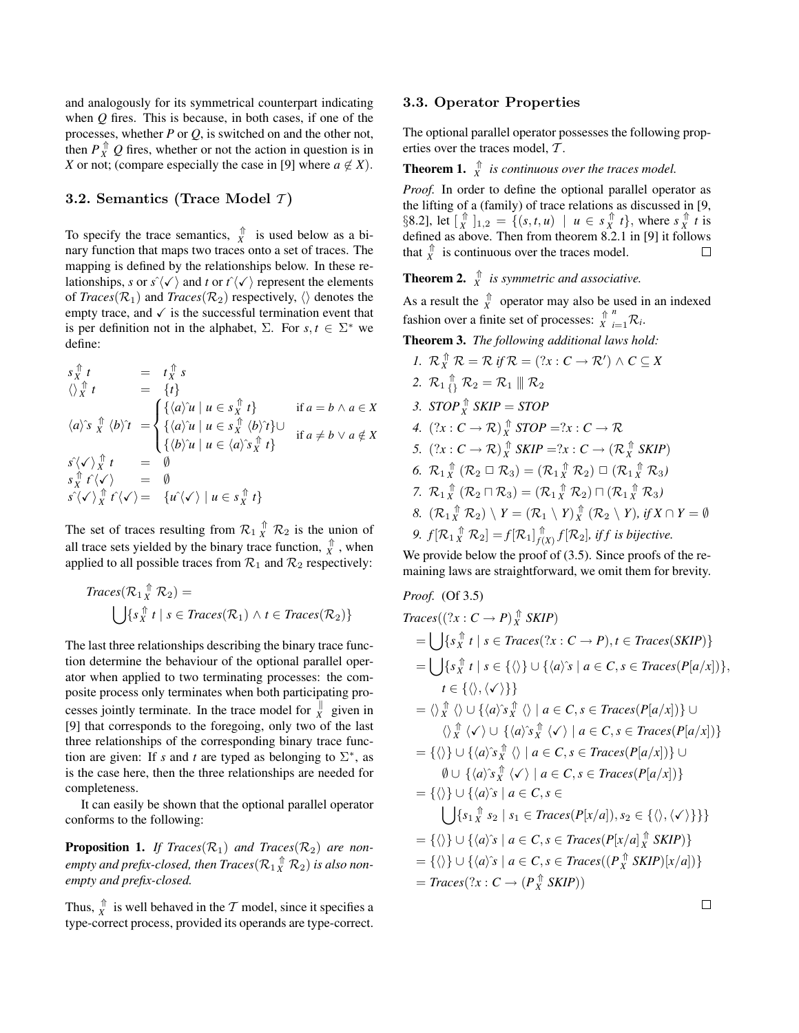and analogously for its symmetrical counterpart indicating when $Q$ fires. This is because, in both cases, if one of the processes, whether $P$ or $Q$, is switched on and the other not, then $P \underset{X}{\Uparrow} Q$ fires, whether or not the action in question is in $X$ or not; (compare especially the case in [9] where $a \notin X$).

### 3.2. Semantics (Trace Model $\mathcal{T}$)

To specify the trace semantics, $\underset{X}{\Uparrow}$ is used below as a binary function that maps two traces onto a set of traces. The mapping is defined by the relationships below. In these relationships, $s$ or $s\hat{}\langle\checkmark\rangle$ and $t$ or $t\hat{}\langle\checkmark\rangle$ represent the elements of $Traces(\mathcal{R}_1)$ and $Traces(\mathcal{R}_2)$ respectively, $\langle\rangle$ denotes the empty trace, and $\checkmark$ is the successful termination event that is per definition not in the alphabet, $\Sigma$. For $s,t \in \Sigma^*$ we define:

$$
\begin{array}{lcl}
s \underset{X}{\Uparrow} t & = & t \underset{X}{\Uparrow} s \\
\langle\rangle \underset{X}{\Uparrow} t & = & \{t\} \\
\langle a\rangle\hat{}s \underset{X}{\Uparrow} \langle b\rangle\hat{}t & = & \begin{cases} \{\langle a\rangle\hat{}u \mid u \in s \underset{X}{\Uparrow} t\} & \text{if } a = b \wedge a \in X \\ \{\langle a\rangle\hat{}u \mid u \in s \underset{X}{\Uparrow} \langle b\rangle\hat{}t\} \cup & \\ \{\langle b\rangle\hat{}u \mid u \in \langle a\rangle\hat{}s \underset{X}{\Uparrow} t\} & \text{if } a \neq b \vee a \notin X \end{cases} \\
s\hat{}\langle\checkmark\rangle \underset{X}{\Uparrow} t & = & \emptyset \\
s \underset{X}{\Uparrow} t\hat{}\langle\checkmark\rangle & = & \emptyset \\
s\hat{}\langle\checkmark\rangle \underset{X}{\Uparrow} t\hat{}\langle\checkmark\rangle & = & \{u\hat{}\langle\checkmark\rangle \mid u \in s \underset{X}{\Uparrow} t\}
\end{array}
$$

The set of traces resulting from $\mathcal{R}_1 \underset{X}{\Uparrow} \mathcal{R}_2$ is the union of all trace sets yielded by the binary trace function, $\underset{X}{\Uparrow}$, when applied to all possible traces from $\mathcal{R}_1$ and $\mathcal{R}_2$ respectively:

$$
\begin{array}{l}
Traces(\mathcal{R}_1 \underset{X}{\Uparrow} \mathcal{R}_2) = \\
\qquad \bigcup\{s \underset{X}{\Uparrow} t \mid s \in Traces(\mathcal{R}_1) \wedge t \in Traces(\mathcal{R}_2)\}
\end{array}
$$

The last three relationships describing the binary trace function determine the behaviour of the optional parallel operator when applied to two terminating processes: the composite process only terminates when both participating processes jointly terminate. In the trace model for $\underset{X}{\parallel}$ given in [9] that corresponds to the foregoing, only two of the last three relationships of the corresponding binary trace function are given: If $s$ and $t$ are typed as belonging to $\Sigma^*$, as is the case here, then the three relationships are needed for completeness.

It can easily be shown that the optional parallel operator conforms to the following:

**Proposition 1.** *If $Traces(\mathcal{R}_1)$ and $Traces(\mathcal{R}_2)$ are non-empty and prefix-closed, then $Traces(\mathcal{R}_1 \underset{X}{\Uparrow} \mathcal{R}_2)$ is also non-empty and prefix-closed.*

Thus, $\underset{X}{\Uparrow}$ is well behaved in the $\mathcal{T}$ model, since it specifies a type-correct process, provided its operands are type-correct.

### 3.3. Operator Properties

The optional parallel operator possesses the following properties over the traces model, $\mathcal{T}$.

**Theorem 1.** *$\underset{X}{\Uparrow}$ is continuous over the traces model.*

*Proof.* In order to define the optional parallel operator as the lifting of a (family) of trace relations as discussed in [9, §8.2], let $[\underset{X}{\Uparrow}]_{1,2} = \{(s,t,u) \mid u \in s \underset{X}{\Uparrow} t\}$, where $s \underset{X}{\Uparrow} t$ is defined as above. Then from theorem 8.2.1 in [9] it follows that $\underset{X}{\Uparrow}$ is continuous over the traces model. □

**Theorem 2.** *$\underset{X}{\Uparrow}$ is symmetric and associative.*

As a result the $\underset{X}{\Uparrow}$ operator may also be used in an indexed fashion over a finite set of processes: $\underset{X}{\Uparrow}{}_{i=1}^{n} \mathcal{R}_i$.

**Theorem 3.** *The following additional laws hold:*

1. $\mathcal{R} \underset{X}{\Uparrow} \mathcal{R} = \mathcal{R}$ *if* $\mathcal{R} = (?x : C \rightarrow \mathcal{R}') \wedge C \subseteq X$
2. $\mathcal{R}_1 \underset{\{\}}{\Uparrow} \mathcal{R}_2 = \mathcal{R}_1 \parallel\!\mid \mathcal{R}_2$
3. $STOP \underset{X}{\Uparrow} SKIP = STOP$
4. $(?x : C \rightarrow \mathcal{R}) \underset{X}{\Uparrow} STOP = ?x : C \rightarrow \mathcal{R}$
5. $(?x : C \rightarrow \mathcal{R}) \underset{X}{\Uparrow} SKIP = ?x : C \rightarrow (\mathcal{R} \underset{X}{\Uparrow} SKIP)$
6. $\mathcal{R}_1 \underset{X}{\Uparrow} (\mathcal{R}_2 \,\square\, \mathcal{R}_3) = (\mathcal{R}_1 \underset{X}{\Uparrow} \mathcal{R}_2) \,\square\, (\mathcal{R}_1 \underset{X}{\Uparrow} \mathcal{R}_3)$
7. $\mathcal{R}_1 \underset{X}{\Uparrow} (\mathcal{R}_2 \sqcap \mathcal{R}_3) = (\mathcal{R}_1 \underset{X}{\Uparrow} \mathcal{R}_2) \sqcap (\mathcal{R}_1 \underset{X}{\Uparrow} \mathcal{R}_3)$
8. $(\mathcal{R}_1 \underset{X}{\Uparrow} \mathcal{R}_2) \setminus Y = (\mathcal{R}_1 \setminus Y) \underset{X}{\Uparrow} (\mathcal{R}_2 \setminus Y)$, *if* $X \cap Y = \emptyset$
9. $f[\mathcal{R}_1 \underset{X}{\Uparrow} \mathcal{R}_2] = f[\mathcal{R}_1] \underset{f(X)}{\Uparrow} f[\mathcal{R}_2]$, *if f is bijective.*

We provide below the proof of (3.5). Since proofs of the remaining laws are straightforward, we omit them for brevity.

*Proof.* (Of 3.5)

$$
\begin{array}{l}
Traces((?x : C \rightarrow P) \underset{X}{\Uparrow} SKIP) \\
= \bigcup\{s \underset{X}{\Uparrow} t \mid s \in Traces(?x : C \rightarrow P), t \in Traces(SKIP)\} \\
= \bigcup\{s \underset{X}{\Uparrow} t \mid s \in \{\langle\rangle\} \cup \{\langle a\rangle\hat{}s \mid a \in C, s \in Traces(P[a/x])\}, \\
\qquad t \in \{\langle\rangle, \langle\checkmark\rangle\}\} \\
= \langle\rangle \underset{X}{\Uparrow} \langle\rangle \cup \{\langle a\rangle\hat{}s \underset{X}{\Uparrow} \langle\rangle \mid a \in C, s \in Traces(P[a/x])\} \cup \\
\qquad \langle\rangle \underset{X}{\Uparrow} \langle\checkmark\rangle \cup \{\langle a\rangle\hat{}s \underset{X}{\Uparrow} \langle\checkmark\rangle \mid a \in C, s \in Traces(P[a/x])\} \\
= \{\langle\rangle\} \cup \{\langle a\rangle\hat{}s \underset{X}{\Uparrow} \langle\rangle \mid a \in C, s \in Traces(P[a/x])\} \cup \\
\qquad \emptyset \cup \{\langle a\rangle\hat{}s \underset{X}{\Uparrow} \langle\checkmark\rangle \mid a \in C, s \in Traces(P[a/x])\} \\
= \{\langle\rangle\} \cup \{\langle a\rangle\hat{}s \mid a \in C, s \in \\
\qquad \bigcup\{s_1 \underset{X}{\Uparrow} s_2 \mid s_1 \in Traces(P[x/a]), s_2 \in \{\langle\rangle, \langle\checkmark\rangle\}\}\} \\
= \{\langle\rangle\} \cup \{\langle a\rangle\hat{}s \mid a \in C, s \in Traces(P[x/a] \underset{X}{\Uparrow} SKIP)\} \\
= \{\langle\rangle\} \cup \{\langle a\rangle\hat{}s \mid a \in C, s \in Traces((P \underset{X}{\Uparrow} SKIP)[x/a])\} \\
= Traces(?x : C \rightarrow (P \underset{X}{\Uparrow} SKIP))
\end{array}
$$

□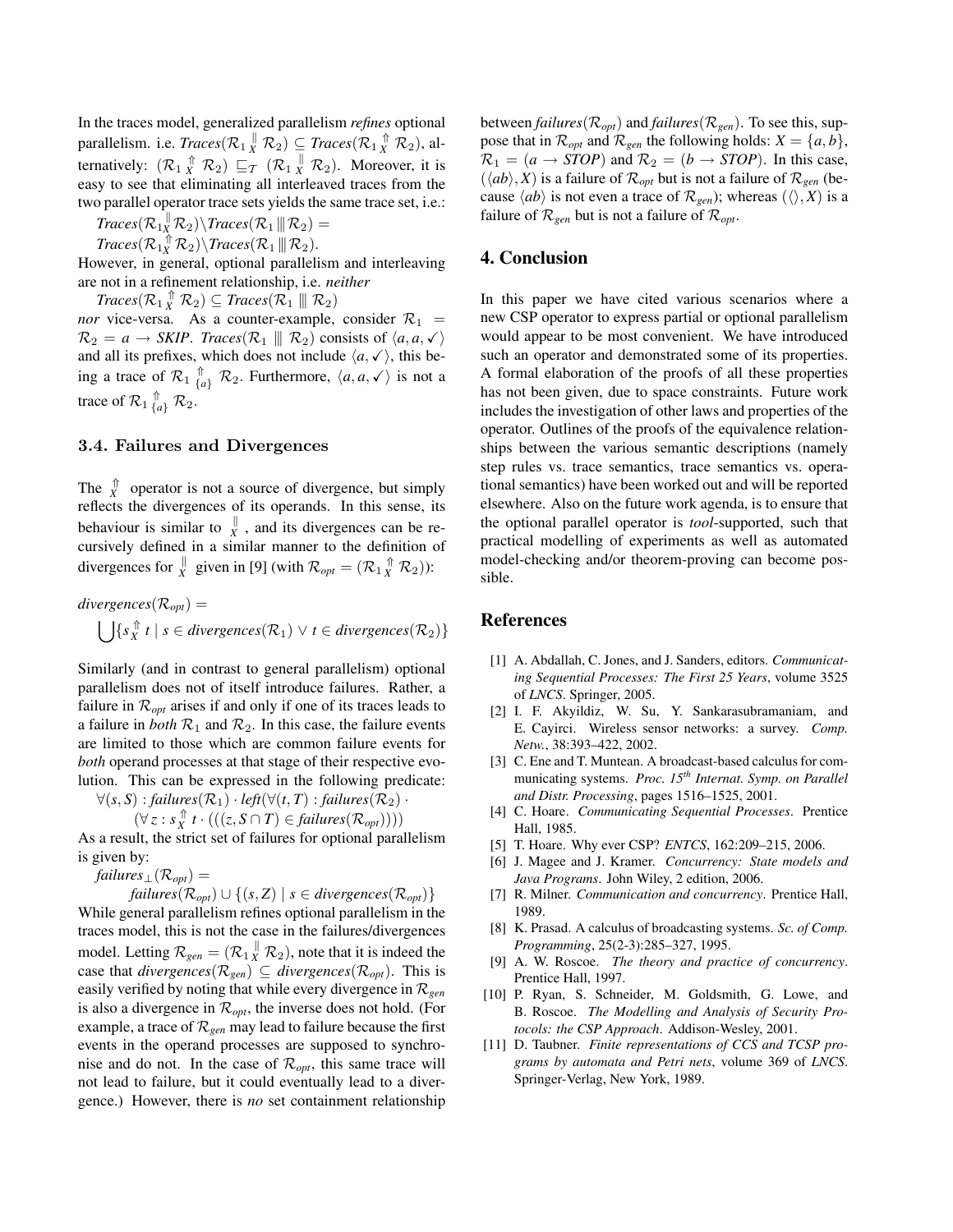In the traces model, generalized parallelism *refines* optional parallelism. i.e. $Traces(\mathcal{R}_1 \underset{X}{\parallel} \mathcal{R}_2) \subseteq Traces(\mathcal{R}_1 \underset{X}{\Uparrow} \mathcal{R}_2)$, alternatively: $(\mathcal{R}_1 \underset{X}{\Uparrow} \mathcal{R}_2) \sqsubseteq_{\mathcal{T}} (\mathcal{R}_1 \underset{X}{\parallel} \mathcal{R}_2)$. Moreover, it is easy to see that eliminating all interleaved traces from the two parallel operator trace sets yields the same trace set, i.e.:

$Traces(\mathcal{R}_1 \underset{X}{\parallel} \mathcal{R}_2) \backslash Traces(\mathcal{R}_1 \interleave \mathcal{R}_2) =$
$Traces(\mathcal{R}_1 \underset{X}{\Uparrow} \mathcal{R}_2) \backslash Traces(\mathcal{R}_1 \interleave \mathcal{R}_2)$.

However, in general, optional parallelism and interleaving are not in a refinement relationship, i.e. *neither*

$Traces(\mathcal{R}_1 \underset{X}{\Uparrow} \mathcal{R}_2) \subseteq Traces(\mathcal{R}_1 \interleave \mathcal{R}_2)$

*nor* vice-versa. As a counter-example, consider $\mathcal{R}_1 = \mathcal{R}_2 = a \rightarrow SKIP$. $Traces(\mathcal{R}_1 \interleave \mathcal{R}_2)$ consists of $\langle a, a, \checkmark \rangle$ and all its prefixes, which does not include $\langle a, \checkmark \rangle$, this being a trace of $\mathcal{R}_1 \underset{\{a\}}{\Uparrow} \mathcal{R}_2$. Furthermore, $\langle a, a, \checkmark \rangle$ is not a trace of $\mathcal{R}_1 \underset{\{a\}}{\Uparrow} \mathcal{R}_2$.

### 3.4. Failures and Divergences

The $\underset{X}{\Uparrow}$ operator is not a source of divergence, but simply reflects the divergences of its operands. In this sense, its behaviour is similar to $\underset{X}{\parallel}$, and its divergences can be recursively defined in a similar manner to the definition of divergences for $\underset{X}{\parallel}$ given in [9] (with $\mathcal{R}_{opt} = (\mathcal{R}_1 \underset{X}{\Uparrow} \mathcal{R}_2)$):

$$divergences(\mathcal{R}_{opt}) = \bigcup \{ s \underset{X}{\Uparrow} t \mid s \in divergences(\mathcal{R}_1) \vee t \in divergences(\mathcal{R}_2) \}$$

Similarly (and in contrast to general parallelism) optional parallelism does not of itself introduce failures. Rather, a failure in $\mathcal{R}_{opt}$ arises if and only if one of its traces leads to a failure in *both* $\mathcal{R}_1$ and $\mathcal{R}_2$. In this case, the failure events are limited to those which are common failure events for *both* operand processes at that stage of their respective evolution. This can be expressed in the following predicate:

$$\forall (s, S) : failures(\mathcal{R}_1) \cdot left(\forall (t, T) : failures(\mathcal{R}_2) \cdot (\forall z : s \underset{X}{\Uparrow} t \cdot (((z, S \cap T) \in failures(\mathcal{R}_{opt})))))$$

As a result, the strict set of failures for optional parallelism is given by:

$$failures_{\bot}(\mathcal{R}_{opt}) = failures(\mathcal{R}_{opt}) \cup \{(s, Z) \mid s \in divergences(\mathcal{R}_{opt})\}$$

While general parallelism refines optional parallelism in the traces model, this is not the case in the failures/divergences model. Letting $\mathcal{R}_{gen} = (\mathcal{R}_1 \underset{X}{\parallel} \mathcal{R}_2)$, note that it is indeed the case that $divergences(\mathcal{R}_{gen}) \subseteq divergences(\mathcal{R}_{opt})$. This is easily verified by noting that while every divergence in $\mathcal{R}_{gen}$ is also a divergence in $\mathcal{R}_{opt}$, the inverse does not hold. (For example, a trace of $\mathcal{R}_{gen}$ may lead to failure because the first events in the operand processes are supposed to synchronise and do not. In the case of $\mathcal{R}_{opt}$, this same trace will not lead to failure, but it could eventually lead to a divergence.) However, there is *no* set containment relationship between $failures(\mathcal{R}_{opt})$ and $failures(\mathcal{R}_{gen})$. To see this, suppose that in $\mathcal{R}_{opt}$ and $\mathcal{R}_{gen}$ the following holds: $X = \{a, b\}$, $\mathcal{R}_1 = (a \rightarrow STOP)$ and $\mathcal{R}_2 = (b \rightarrow STOP)$. In this case, $(\langle ab \rangle, X)$ is a failure of $\mathcal{R}_{opt}$ but is not a failure of $\mathcal{R}_{gen}$ (because $\langle ab \rangle$ is not even a trace of $\mathcal{R}_{gen}$); whereas $(\langle \rangle, X)$ is a failure of $\mathcal{R}_{gen}$ but is not a failure of $\mathcal{R}_{opt}$.

## 4. Conclusion

In this paper we have cited various scenarios where a new CSP operator to express partial or optional parallelism would appear to be most convenient. We have introduced such an operator and demonstrated some of its properties. A formal elaboration of the proofs of all these properties has not been given, due to space constraints. Future work includes the investigation of other laws and properties of the operator. Outlines of the proofs of the equivalence relationships between the various semantic descriptions (namely step rules vs. trace semantics, trace semantics vs. operational semantics) have been worked out and will be reported elsewhere. Also on the future work agenda, is to ensure that the optional parallel operator is *tool*-supported, such that practical modelling of experiments as well as automated model-checking and/or theorem-proving can become possible.

## References

[1] A. Abdallah, C. Jones, and J. Sanders, editors. *Communicating Sequential Processes: The First 25 Years*, volume 3525 of *LNCS*. Springer, 2005.

[2] I. F. Akyildiz, W. Su, Y. Sankarasubramaniam, and E. Cayirci. Wireless sensor networks: a survey. *Comp. Netw.*, 38:393–422, 2002.

[3] C. Ene and T. Muntean. A broadcast-based calculus for communicating systems. *Proc. 15th Internat. Symp. on Parallel and Distr. Processing*, pages 1516–1525, 2001.

[4] C. Hoare. *Communicating Sequential Processes*. Prentice Hall, 1985.

[5] T. Hoare. Why ever CSP? *ENTCS*, 162:209–215, 2006.

[6] J. Magee and J. Kramer. *Concurrency: State models and Java Programs*. John Wiley, 2 edition, 2006.

[7] R. Milner. *Communication and concurrency*. Prentice Hall, 1989.

[8] K. Prasad. A calculus of broadcasting systems. *Sc. of Comp. Programming*, 25(2-3):285–327, 1995.

[9] A. W. Roscoe. *The theory and practice of concurrency*. Prentice Hall, 1997.

[10] P. Ryan, S. Schneider, M. Goldsmith, G. Lowe, and B. Roscoe. *The Modelling and Analysis of Security Protocols: the CSP Approach*. Addison-Wesley, 2001.

[11] D. Taubner. *Finite representations of CCS and TCSP programs by automata and Petri nets*, volume 369 of *LNCS*. Springer-Verlag, New York, 1989.